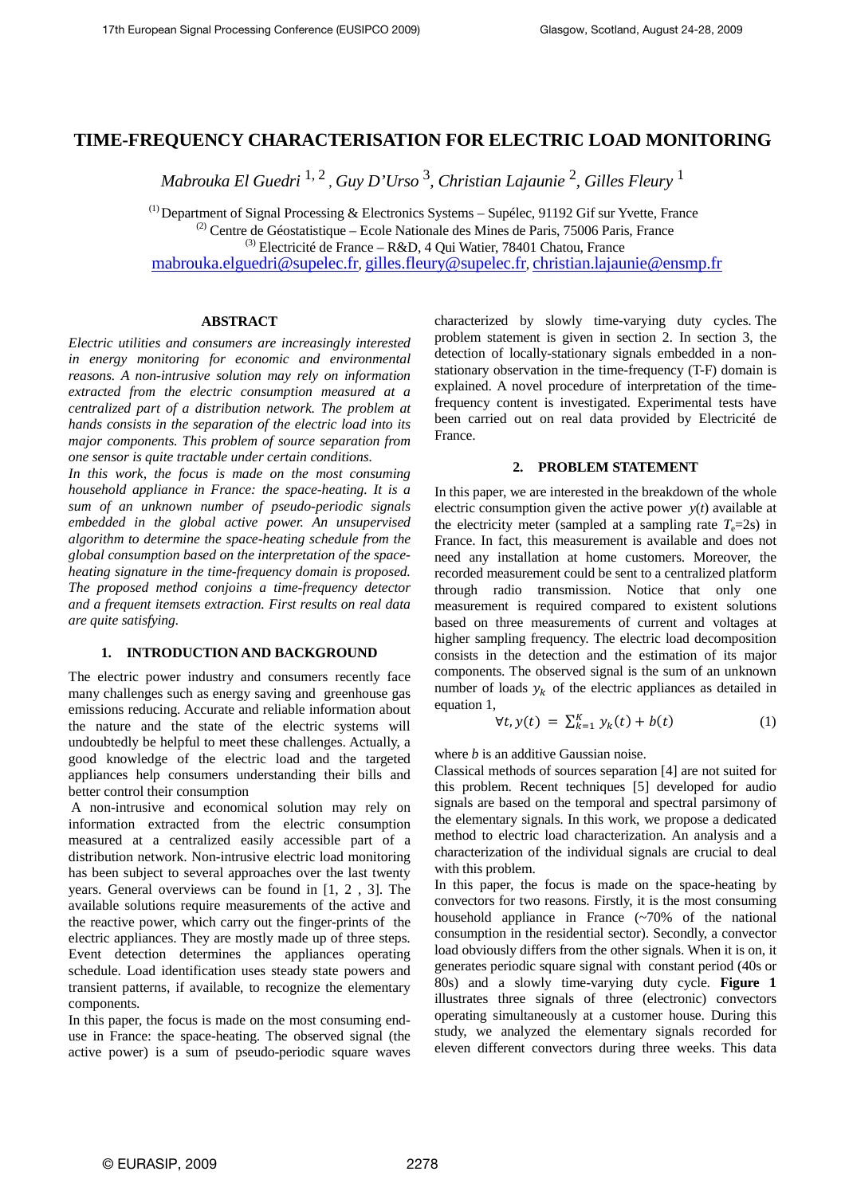# TIME-FREQUENCY CHARACTERISATION FOR ELECTRIC LOAD MONITORING

*Mabrouka El Guedri* [1, 2] *, Guy D'Urso* [3]*, Christian Lajaunie* [2]*, Gilles Fleury* [1]

[1] Department of Signal Processing & Electronics Systems – Supélec, 91192 Gif sur Yvette, France
[2] Centre de Géostatistique – Ecole Nationale des Mines de Paris, 75006 Paris, France
[3] Electricité de France – R&D, 4 Qui Watier, 78401 Chatou, France
mabrouka.elguedri@supelec.fr, gilles.fleury@supelec.fr, christian.lajaunie@ensmp.fr

## ABSTRACT

*Electric utilities and consumers are increasingly interested in energy monitoring for economic and environmental reasons. A non-intrusive solution may rely on information extracted from the electric consumption measured at a centralized part of a distribution network. The problem at hands consists in the separation of the electric load into its major components. This problem of source separation from one sensor is quite tractable under certain conditions.*

*In this work, the focus is made on the most consuming household appliance in France: the space-heating. It is a sum of an unknown number of pseudo-periodic signals embedded in the global active power. An unsupervised algorithm to determine the space-heating schedule from the global consumption based on the interpretation of the space-heating signature in the time-frequency domain is proposed. The proposed method conjoins a time-frequency detector and a frequent itemsets extraction. First results on real data are quite satisfying.*

## 1. INTRODUCTION AND BACKGROUND

The electric power industry and consumers recently face many challenges such as energy saving and greenhouse gas emissions reducing. Accurate and reliable information about the nature and the state of the electric systems will undoubtedly be helpful to meet these challenges. Actually, a good knowledge of the electric load and the targeted appliances help consumers understanding their bills and better control their consumption

A non-intrusive and economical solution may rely on information extracted from the electric consumption measured at a centralized easily accessible part of a distribution network. Non-intrusive electric load monitoring has been subject to several approaches over the last twenty years. General overviews can be found in [1, 2 , 3]. The available solutions require measurements of the active and the reactive power, which carry out the finger-prints of the electric appliances. They are mostly made up of three steps. Event detection determines the appliances operating schedule. Load identification uses steady state powers and transient patterns, if available, to recognize the elementary components.

In this paper, the focus is made on the most consuming end-use in France: the space-heating. The observed signal (the active power) is a sum of pseudo-periodic square waves characterized by slowly time-varying duty cycles. The problem statement is given in section 2. In section 3, the detection of locally-stationary signals embedded in a non-stationary observation in the time-frequency (T-F) domain is explained. A novel procedure of interpretation of the time-frequency content is investigated. Experimental tests have been carried out on real data provided by Electricité de France.

## 2. PROBLEM STATEMENT

In this paper, we are interested in the breakdown of the whole electric consumption given the active power $y(t)$ available at the electricity meter (sampled at a sampling rate $T_e$=2s) in France. In fact, this measurement is available and does not need any installation at home customers. Moreover, the recorded measurement could be sent to a centralized platform through radio transmission. Notice that only one measurement is required compared to existent solutions based on three measurements of current and voltages at higher sampling frequency. The electric load decomposition consists in the detection and the estimation of its major components. The observed signal is the sum of an unknown number of loads $y_k$ of the electric appliances as detailed in equation 1,

$$\forall t, y(t) = \sum_{k=1}^{K} y_k(t) + b(t) \qquad (1)$$

where $b$ is an additive Gaussian noise.

Classical methods of sources separation [4] are not suited for this problem. Recent techniques [5] developed for audio signals are based on the temporal and spectral parsimony of the elementary signals. In this work, we propose a dedicated method to electric load characterization. An analysis and a characterization of the individual signals are crucial to deal with this problem.

In this paper, the focus is made on the space-heating by convectors for two reasons. Firstly, it is the most consuming household appliance in France (~70% of the national consumption in the residential sector). Secondly, a convector load obviously differs from the other signals. When it is on, it generates periodic square signal with constant period (40s or 80s) and a slowly time-varying duty cycle. **Figure 1** illustrates three signals of three (electronic) convectors operating simultaneously at a customer house. During this study, we analyzed the elementary signals recorded for eleven different convectors during three weeks. This data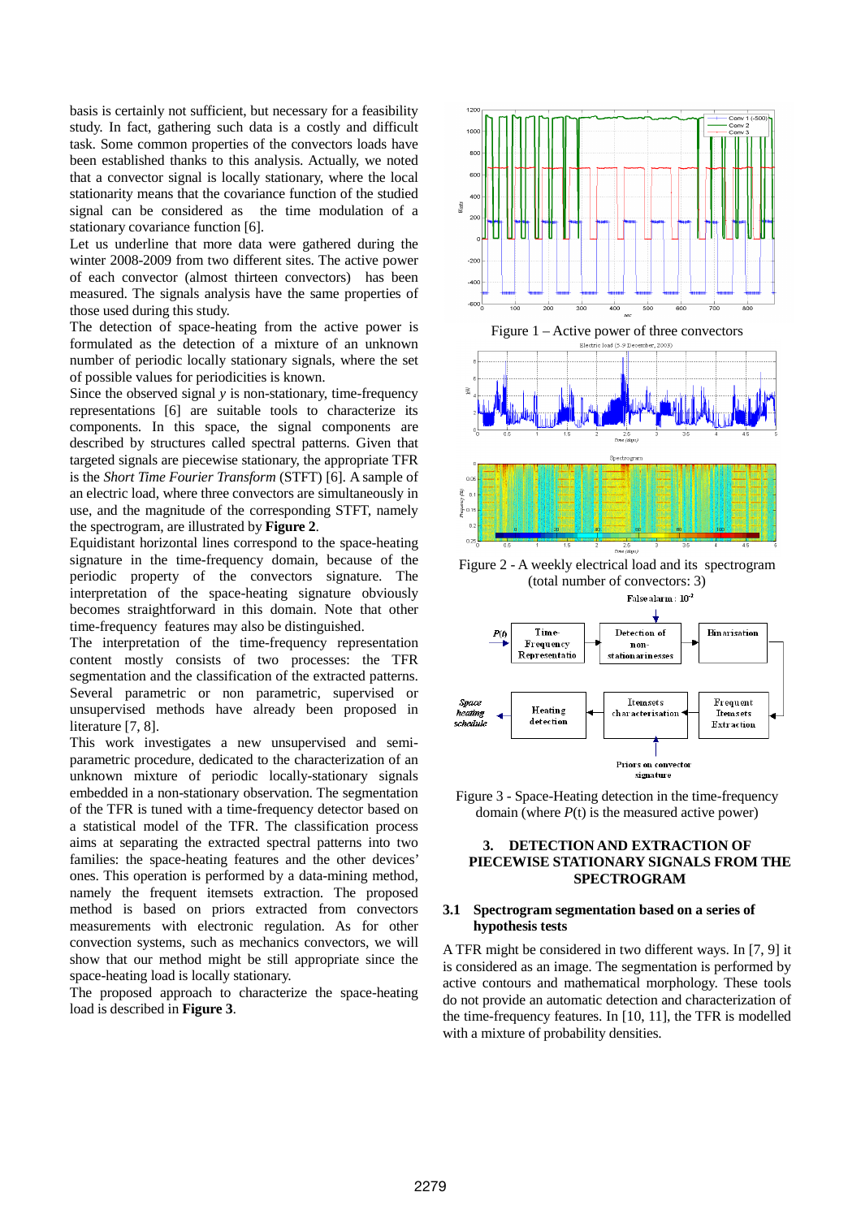basis is certainly not sufficient, but necessary for a feasibility study. In fact, gathering such data is a costly and difficult task. Some common properties of the convectors loads have been established thanks to this analysis. Actually, we noted that a convector signal is locally stationary, where the local stationarity means that the covariance function of the studied signal can be considered as the time modulation of a stationary covariance function [6].

Let us underline that more data were gathered during the winter 2008-2009 from two different sites. The active power of each convector (almost thirteen convectors) has been measured. The signals analysis have the same properties of those used during this study.

The detection of space-heating from the active power is formulated as the detection of a mixture of an unknown number of periodic locally stationary signals, where the set of possible values for periodicities is known.

Since the observed signal *y* is non-stationary, time-frequency representations [6] are suitable tools to characterize its components. In this space, the signal components are described by structures called spectral patterns. Given that targeted signals are piecewise stationary, the appropriate TFR is the *Short Time Fourier Transform* (STFT) [6]. A sample of an electric load, where three convectors are simultaneously in use, and the magnitude of the corresponding STFT, namely the spectrogram, are illustrated by **Figure 2**.

Equidistant horizontal lines correspond to the space-heating signature in the time-frequency domain, because of the periodic property of the convectors signature. The interpretation of the space-heating signature obviously becomes straightforward in this domain. Note that other time-frequency features may also be distinguished.

The interpretation of the time-frequency representation content mostly consists of two processes: the TFR segmentation and the classification of the extracted patterns. Several parametric or non parametric, supervised or unsupervised methods have already been proposed in literature [7, 8].

This work investigates a new unsupervised and semi-parametric procedure, dedicated to the characterization of an unknown mixture of periodic locally-stationary signals embedded in a non-stationary observation. The segmentation of the TFR is tuned with a time-frequency detector based on a statistical model of the TFR. The classification process aims at separating the extracted spectral patterns into two families: the space-heating features and the other devices' ones. This operation is performed by a data-mining method, namely the frequent itemsets extraction. The proposed method is based on priors extracted from convectors measurements with electronic regulation. As for other convection systems, such as mechanics convectors, we will show that our method might be still appropriate since the space-heating load is locally stationary.

The proposed approach to characterize the space-heating load is described in **Figure 3**.

Figure 1 – Active power of three convectors

Figure 2 - A weekly electrical load and its spectrogram (total number of convectors: 3)

Figure 3 - Space-Heating detection in the time-frequency domain (where *P*(t) is the measured active power)

## 3. DETECTION AND EXTRACTION OF PIECEWISE STATIONARY SIGNALS FROM THE SPECTROGRAM

### 3.1 Spectrogram segmentation based on a series of hypothesis tests

A TFR might be considered in two different ways. In [7, 9] it is considered as an image. The segmentation is performed by active contours and mathematical morphology. These tools do not provide an automatic detection and characterization of the time-frequency features. In [10, 11], the TFR is modelled with a mixture of probability densities.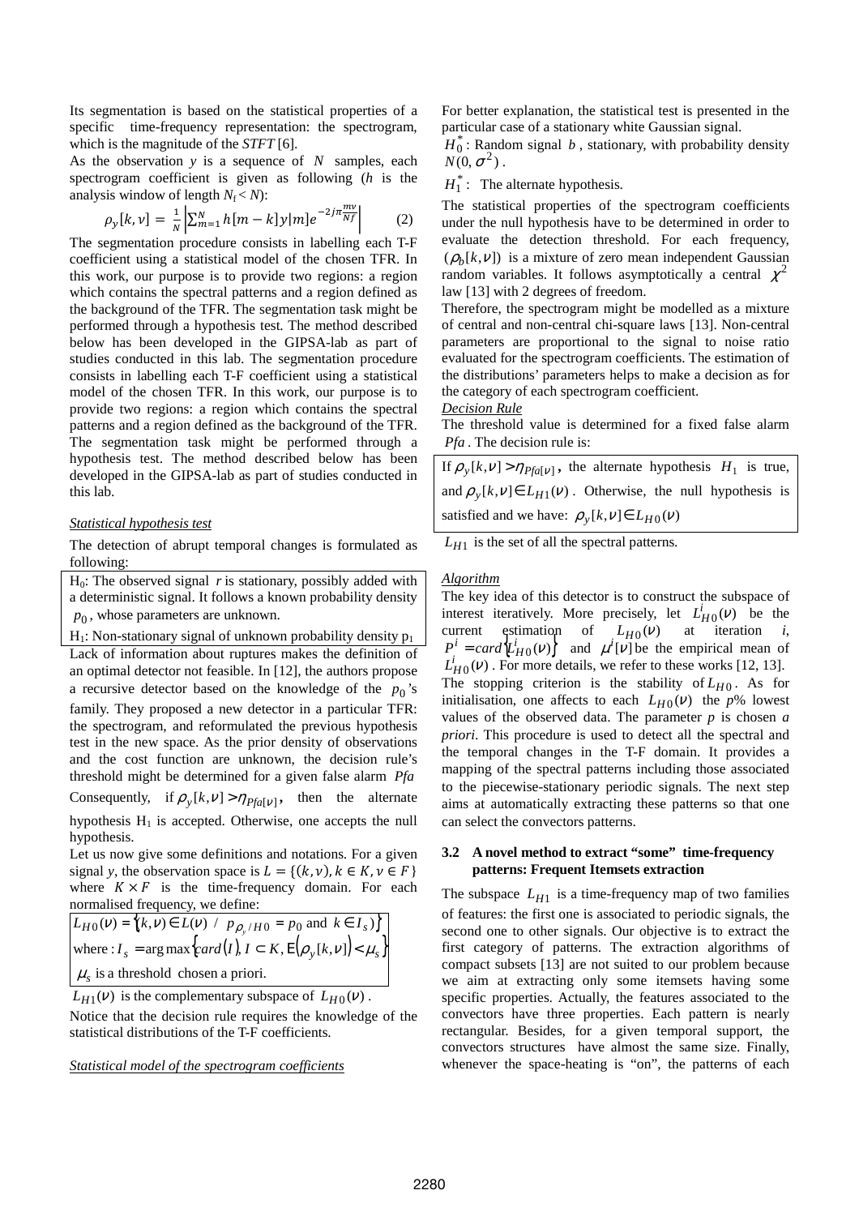Its segmentation is based on the statistical properties of a specific time-frequency representation: the spectrogram, which is the magnitude of the *STFT* [6].

As the observation $y$ is a sequence of $N$ samples, each spectrogram coefficient is given as following ($h$ is the analysis window of length $N_f < N$):

$$\rho_y[k,\nu] = \frac{1}{N}\left|\sum_{m=1}^{N} h[m-k]y|m]e^{-2j\pi\frac{m\nu}{Nf}}\right| \qquad (2)$$

The segmentation procedure consists in labelling each T-F coefficient using a statistical model of the chosen TFR. In this work, our purpose is to provide two regions: a region which contains the spectral patterns and a region defined as the background of the TFR. The segmentation task might be performed through a hypothesis test. The method described below has been developed in the GIPSA-lab as part of studies conducted in this lab. The segmentation procedure consists in labelling each T-F coefficient using a statistical model of the chosen TFR. In this work, our purpose is to provide two regions: a region which contains the spectral patterns and a region defined as the background of the TFR. The segmentation task might be performed through a hypothesis test. The method described below has been developed in the GIPSA-lab as part of studies conducted in this lab.

*Statistical hypothesis test*

The detection of abrupt temporal changes is formulated as following:

$H_0$: The observed signal $r$ is stationary, possibly added with a deterministic signal. It follows a known probability density $p_0$, whose parameters are unknown.

$H_1$: Non-stationary signal of unknown probability density $p_1$

Lack of information about ruptures makes the definition of an optimal detector not feasible. In [12], the authors propose a recursive detector based on the knowledge of the $p_0$'s family. They proposed a new detector in a particular TFR: the spectrogram, and reformulated the previous hypothesis test in the new space. As the prior density of observations and the cost function are unknown, the decision rule's threshold might be determined for a given false alarm $Pfa$

Consequently, if $\rho_y[k,\nu] > \eta_{Pfa[\nu]}$, then the alternate hypothesis $H_1$ is accepted. Otherwise, one accepts the null hypothesis.

Let us now give some definitions and notations. For a given signal $y$, the observation space is $L = \{(k,\nu), k \in K, \nu \in F\}$ where $K \times F$ is the time-frequency domain. For each normalised frequency, we define:

$L_{H0}(\nu) = \{(k,\nu) \in L(\nu) \ / \ p_{\rho_y/H0} = p_0 \text{ and } k \in I_s\}$

where : $I_s = \arg\max\{card(I), I \subset K, E(\rho_y[k,\nu]) < \mu_s\}$

$\mu_s$ is a threshold chosen a priori.

$L_{H1}(\nu)$ is the complementary subspace of $L_{H0}(\nu)$.

Notice that the decision rule requires the knowledge of the statistical distributions of the T-F coefficients.

*Statistical model of the spectrogram coefficients*

For better explanation, the statistical test is presented in the particular case of a stationary white Gaussian signal.

$H_0^*$: Random signal $b$, stationary, with probability density $N(0,\sigma^2)$.

$H_1^*$: The alternate hypothesis.

The statistical properties of the spectrogram coefficients under the null hypothesis have to be determined in order to evaluate the detection threshold. For each frequency, $(\rho_b[k,\nu])$ is a mixture of zero mean independent Gaussian random variables. It follows asymptotically a central $\chi^2$ law [13] with 2 degrees of freedom.

Therefore, the spectrogram might be modelled as a mixture of central and non-central chi-square laws [13]. Non-central parameters are proportional to the signal to noise ratio evaluated for the spectrogram coefficients. The estimation of the distributions' parameters helps to make a decision as for the category of each spectrogram coefficient.

*Decision Rule*

The threshold value is determined for a fixed false alarm $Pfa$. The decision rule is:

If $\rho_y[k,\nu] > \eta_{Pfa[\nu]}$, the alternate hypothesis $H_1$ is true, and $\rho_y[k,\nu] \in L_{H1}(\nu)$. Otherwise, the null hypothesis is satisfied and we have: $\rho_y[k,\nu] \in L_{H0}(\nu)$

$L_{H1}$ is the set of all the spectral patterns.

*Algorithm*

The key idea of this detector is to construct the subspace of interest iteratively. More precisely, let $L_{H0}^i(\nu)$ be the current estimation of $L_{H0}(\nu)$ at iteration *i*, $P^i = card\{L_{H0}^i(\nu)\}$ and $\mu^i[\nu]$ be the empirical mean of $L_{H0}^i(\nu)$. For more details, we refer to these works [12, 13]. The stopping criterion is the stability of $L_{H0}$. As for initialisation, one affects to each $L_{H0}(\nu)$ the *p*% lowest values of the observed data. The parameter *p* is chosen *a priori*. This procedure is used to detect all the spectral and the temporal changes in the T-F domain. It provides a mapping of the spectral patterns including those associated to the piecewise-stationary periodic signals. The next step aims at automatically extracting these patterns so that one can select the convectors patterns.

### 3.2 A novel method to extract "some" time-frequency patterns: Frequent Itemsets extraction

The subspace $L_{H1}$ is a time-frequency map of two families of features: the first one is associated to periodic signals, the second one to other signals. Our objective is to extract the first category of patterns. The extraction algorithms of compact subsets [13] are not suited to our problem because we aim at extracting only some itemsets having some specific properties. Actually, the features associated to the convectors have three properties. Each pattern is nearly rectangular. Besides, for a given temporal support, the convectors structures have almost the same size. Finally, whenever the space-heating is "on", the patterns of each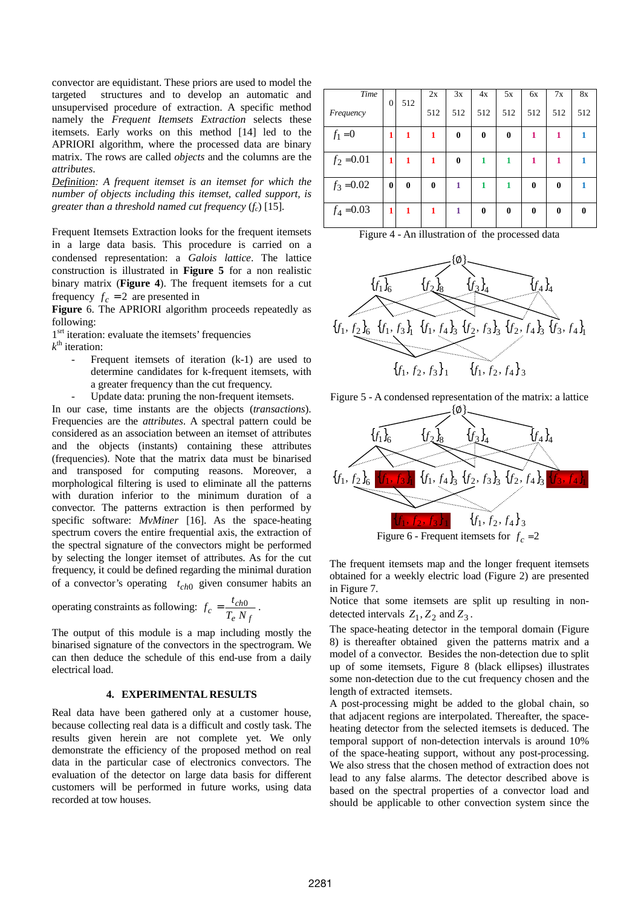convector are equidistant. These priors are used to model the targeted structures and to develop an automatic and unsupervised procedure of extraction. A specific method namely the *Frequent Itemsets Extraction* selects these itemsets. Early works on this method [14] led to the APRIORI algorithm, where the processed data are binary matrix. The rows are called *objects* and the columns are the *attributes*.

*Definition: A frequent itemset is an itemset for which the number of objects including this itemset, called support, is greater than a threshold named cut frequency* ($f_c$) [15].

Frequent Itemsets Extraction looks for the frequent itemsets in a large data basis. This procedure is carried on a condensed representation: a *Galois lattice*. The lattice construction is illustrated in **Figure 5** for a non realistic binary matrix (**Figure 4**). The frequent itemsets for a cut frequency $f_c = 2$ are presented in **Figure** 6. The APRIORI algorithm proceeds repeatedly as following:

1[srt] iteration: evaluate the itemsets' frequencies

$k^{th}$ iteration:

- Frequent itemsets of iteration (k-1) are used to determine candidates for k-frequent itemsets, with a greater frequency than the cut frequency.
- Update data: pruning the non-frequent itemsets.

In our case, time instants are the objects (*transactions*). Frequencies are the *attributes*. A spectral pattern could be considered as an association between an itemset of attributes and the objects (instants) containing these attributes (frequencies). Note that the matrix data must be binarised and transposed for computing reasons. Moreover, a morphological filtering is used to eliminate all the patterns with duration inferior to the minimum duration of a convector. The patterns extraction is then performed by specific software: *MvMiner* [16]. As the space-heating spectrum covers the entire frequential axis, the extraction of the spectral signature of the convectors might be performed by selecting the longer itemset of attributes. As for the cut frequency, it could be defined regarding the minimal duration of a convector's operating $t_{ch0}$ given consumer habits an operating constraints as following: $f_c = \dfrac{t_{ch0}}{T_e \, N_f}$.

The output of this module is a map including mostly the binarised signature of the convectors in the spectrogram. We can then deduce the schedule of this end-use from a daily electrical load.

## 4. EXPERIMENTAL RESULTS

Real data have been gathered only at a customer house, because collecting real data is a difficult and costly task. The results given herein are not complete yet. We only demonstrate the efficiency of the proposed method on real data in the particular case of electronics convectors. The evaluation of the detector on large data basis for different customers will be performed in future works, using data recorded at tow houses.

| *Time* / *Frequency* | 0 | 512 | 2x 512 | 3x 512 | 4x 512 | 5x 512 | 6x 512 | 7x 512 | 8x 512 |
|---|---|---|---|---|---|---|---|---|---|
| $f_1 = 0$ | 1 | 1 | 1 | 0 | 0 | 0 | 1 | 1 | 1 |
| $f_2 = 0.01$ | 1 | 1 | 1 | 0 | 1 | 1 | 1 | 1 | 1 |
| $f_3 = 0.02$ | 0 | 0 | 0 | 1 | 1 | 1 | 0 | 0 | 1 |
| $f_4 = 0.03$ | 1 | 1 | 1 | 1 | 0 | 0 | 0 | 0 | 0 |

Figure 4 - An illustration of the processed data

$\{\emptyset\}$

$\{f_1\}_6$ $\{f_2\}_8$ $\{f_3\}_4$ $\{f_4\}_4$

$\{f_1, f_2\}_6$ $\{f_1, f_3\}_1$ $\{f_1, f_4\}_3$ $\{f_2, f_3\}_3$ $\{f_2, f_4\}_3$ $\{f_3, f_4\}_1$

$\{f_1, f_2, f_3\}_1$ $\{f_1, f_2, f_4\}_3$

Figure 5 - A condensed representation of the matrix: a lattice

$\{\emptyset\}$

$\{f_1\}_6$ $\{f_2\}_8$ $\{f_3\}_4$ $\{f_4\}_4$

$\{f_1, f_2\}_6$ $\{f_1, f_3\}_1$ $\{f_1, f_4\}_3$ $\{f_2, f_3\}_3$ $\{f_2, f_4\}_3$ $\{f_3, f_4\}_1$

$\{f_1, f_2, f_3\}_1$ $\{f_1, f_2, f_4\}_3$

Figure 6 - Frequent itemsets for $f_c = 2$

The frequent itemsets map and the longer frequent itemsets obtained for a weekly electric load (Figure 2) are presented in Figure 7.

Notice that some itemsets are split up resulting in non-detected intervals $Z_1, Z_2$ and $Z_3$.

The space-heating detector in the temporal domain (Figure 8) is thereafter obtained given the patterns matrix and a model of a convector. Besides the non-detection due to split up of some itemsets, Figure 8 (black ellipses) illustrates some non-detection due to the cut frequency chosen and the length of extracted itemsets.

A post-processing might be added to the global chain, so that adjacent regions are interpolated. Thereafter, the space-heating detector from the selected itemsets is deduced. The temporal support of non-detection intervals is around 10% of the space-heating support, without any post-processing. We also stress that the chosen method of extraction does not lead to any false alarms. The detector described above is based on the spectral properties of a convector load and should be applicable to other convection system since the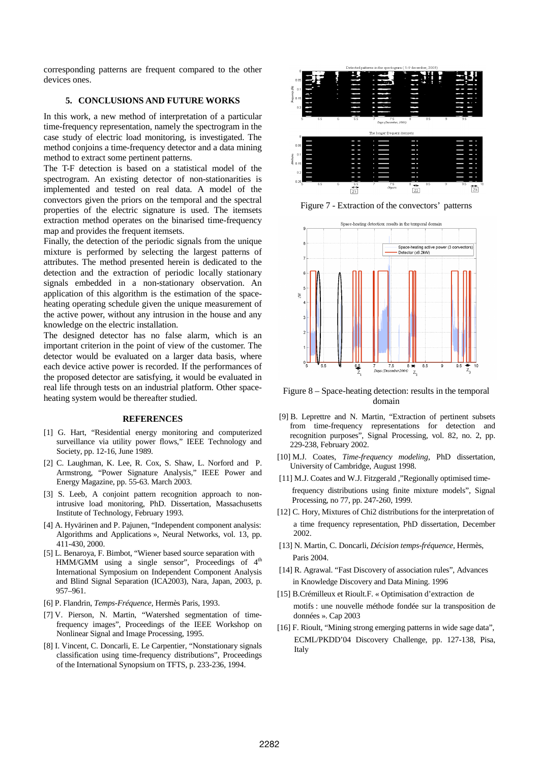corresponding patterns are frequent compared to the other devices ones.

## 5. CONCLUSIONS AND FUTURE WORKS

In this work, a new method of interpretation of a particular time-frequency representation, namely the spectrogram in the case study of electric load monitoring, is investigated. The method conjoins a time-frequency detector and a data mining method to extract some pertinent patterns.

The T-F detection is based on a statistical model of the spectrogram. An existing detector of non-stationarities is implemented and tested on real data. A model of the convectors given the priors on the temporal and the spectral properties of the electric signature is used. The itemsets extraction method operates on the binarised time-frequency map and provides the frequent itemsets.

Finally, the detection of the periodic signals from the unique mixture is performed by selecting the largest patterns of attributes. The method presented herein is dedicated to the detection and the extraction of periodic locally stationary signals embedded in a non-stationary observation. An application of this algorithm is the estimation of the space-heating operating schedule given the unique measurement of the active power, without any intrusion in the house and any knowledge on the electric installation.

The designed detector has no false alarm, which is an important criterion in the point of view of the customer. The detector would be evaluated on a larger data basis, where each device active power is recorded. If the performances of the proposed detector are satisfying, it would be evaluated in real life through tests on an industrial platform. Other space-heating system would be thereafter studied.

Detected patterns in the spectrogram (5-9 december, 2003)

Frequency (Hz)

Days (December, 2003)

The longer frequent itemsets

Attributes

Objects

Z1 Z2 Z3

Figure 7 - Extraction of the convectors' patterns

Space-heating detection: results in the temporal domain

Space-heating active power (3 convectors)

Detector (x6.2kW)

kW

Days (December 2004)

$Z_1$ $Z_2$ $Z_3$

Figure 8 – Space-heating detection: results in the temporal domain

## REFERENCES

[1] G. Hart, "Residential energy monitoring and computerized surveillance via utility power flows," IEEE Technology and Society, pp. 12-16, June 1989.

[2] C. Laughman, K. Lee, R. Cox, S. Shaw, L. Norford and P. Armstrong, "Power Signature Analysis," IEEE Power and Energy Magazine, pp. 55-63. March 2003.

[3] S. Leeb, A conjoint pattern recognition approach to non-intrusive load monitoring, PhD. Dissertation, Massachusetts Institute of Technology, February 1993.

[4] A. Hyvärinen and P. Pajunen, "Independent component analysis: Algorithms and Applications », Neural Networks, vol. 13, pp. 411-430, 2000.

[5] L. Benaroya, F. Bimbot, "Wiener based source separation with HMM/GMM using a single sensor", Proceedings of 4th International Symposium on Independent Component Analysis and Blind Signal Separation (ICA2003), Nara, Japan, 2003, p. 957–961.

[6] P. Flandrin, *Temps-Fréquence*, Hermès Paris, 1993.

[7] V. Pierson, N. Martin, "Watershed segmentation of time-frequency images", Proceedings of the IEEE Workshop on Nonlinear Signal and Image Processing, 1995.

[8] I. Vincent, C. Doncarli, E. Le Carpentier, "Nonstationary signals classification using time-frequency distributions", Proceedings of the International Synopsium on TFTS, p. 233-236, 1994.

[9] B. Leprettre and N. Martin, "Extraction of pertinent subsets from time-frequency representations for detection and recognition purposes", Signal Processing, vol. 82, no. 2, pp. 229-238, February 2002.

[10] M.J. Coates, *Time-frequency modeling*, PhD dissertation, University of Cambridge, August 1998.

[11] M.J. Coates and W.J. Fitzgerald ,"Regionally optimised time-frequency distributions using finite mixture models", Signal Processing, no 77, pp. 247-260, 1999.

[12] C. Hory, Mixtures of Chi2 distributions for the interpretation of a time frequency representation, PhD dissertation, December 2002.

[13] N. Martin, C. Doncarli, *Décision temps-fréquence*, Hermès, Paris 2004.

[14] R. Agrawal. "Fast Discovery of association rules", Advances in Knowledge Discovery and Data Mining. 1996

[15] B.Crémilleux et Rioult.F. « Optimisation d'extraction de motifs : une nouvelle méthode fondée sur la transposition de données ». Cap 2003

[16] F. Rioult, "Mining strong emerging patterns in wide sage data", ECML/PKDD'04 Discovery Challenge, pp. 127-138, Pisa, Italy